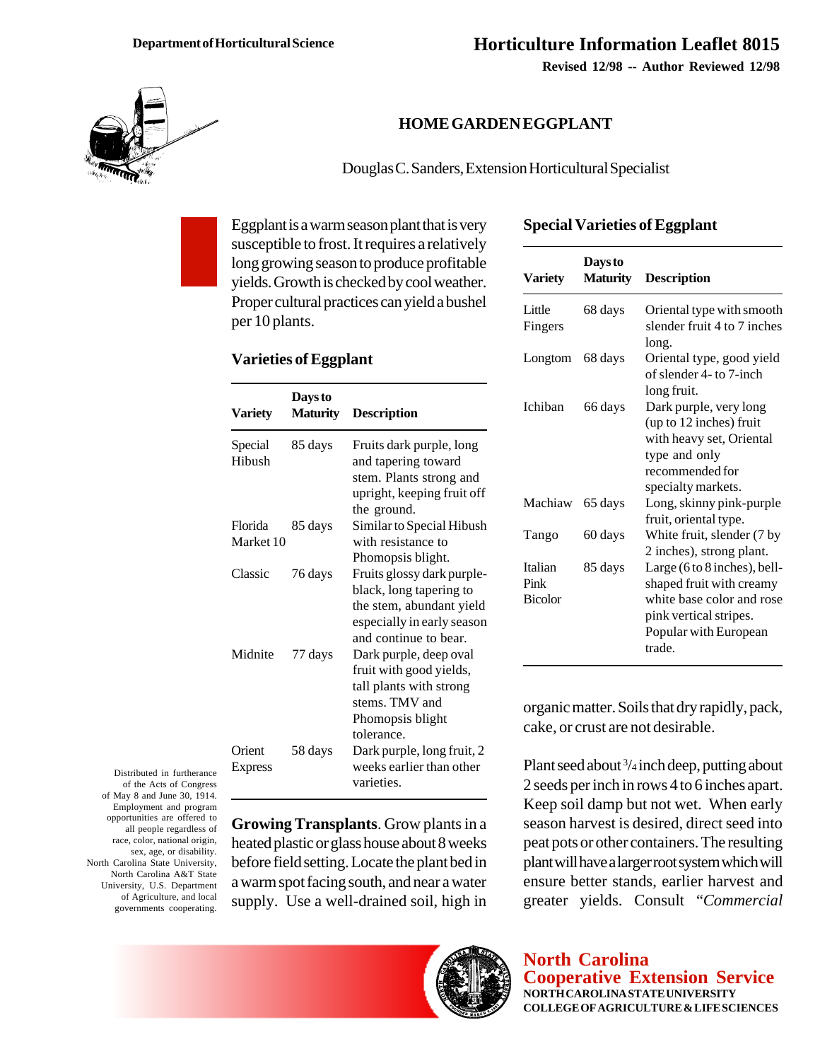Department of Horticultural Science

# Horticulture Information Leaflet 8015

Revised 12/98 -- Author Reviewed 12/98

## HOME GARDEN EGGPLANT

Douglas C. Sanders, Extension Horticultural Specialist

Eggplant is a warm season plant that is very susceptible to frost. It requires a relatively long growing season to produce profitable yields. Growth is checked by cool weather. Proper cultural practices can yield a bushel per 10 plants.

### Varieties of Eggplant

| Variety | Days to Maturity | Description |
|---|---|---|
| Special Hibush | 85 days | Fruits dark purple, long and tapering toward stem. Plants strong and upright, keeping fruit off the ground. |
| Florida Market 10 | 85 days | Similar to Special Hibush with resistance to Phomopsis blight. |
| Classic | 76 days | Fruits glossy dark purple-black, long tapering to the stem, abundant yield especially in early season and continue to bear. |
| Midnite | 77 days | Dark purple, deep oval fruit with good yields, tall plants with strong stems. TMV and Phomopsis blight tolerance. |
| Orient Express | 58 days | Dark purple, long fruit, 2 weeks earlier than other varieties. |

**Growing Transplants**. Grow plants in a heated plastic or glass house about 8 weeks before field setting. Locate the plant bed in a warm spot facing south, and near a water supply. Use a well-drained soil, high in organic matter. Soils that dry rapidly, pack, cake, or crust are not desirable.

### Special Varieties of Eggplant

| Variety | Days to Maturity | Description |
|---|---|---|
| Little Fingers | 68 days | Oriental type with smooth slender fruit 4 to 7 inches long. |
| Longtom | 68 days | Oriental type, good yield of slender 4- to 7-inch long fruit. |
| Ichiban | 66 days | Dark purple, very long (up to 12 inches) fruit with heavy set, Oriental type and only recommended for specialty markets. |
| Machiaw | 65 days | Long, skinny pink-purple fruit, oriental type. |
| Tango | 60 days | White fruit, slender (7 by 2 inches), strong plant. |
| Italian Pink Bicolor | 85 days | Large (6 to 8 inches), bell-shaped fruit with creamy white base color and rose pink vertical stripes. Popular with European trade. |

Plant seed about 3/4 inch deep, putting about 2 seeds per inch in rows 4 to 6 inches apart. Keep soil damp but not wet. When early season harvest is desired, direct seed into peat pots or other containers. The resulting plant will have a larger root system which will ensure better stands, earlier harvest and greater yields. Consult *"Commercial*

Distributed in furtherance of the Acts of Congress of May 8 and June 30, 1914. Employment and program opportunities are offered to all people regardless of race, color, national origin, sex, age, or disability. North Carolina State University, North Carolina A&T State University, U.S. Department of Agriculture, and local governments cooperating.

North Carolina Cooperative Extension Service
NORTH CAROLINA STATE UNIVERSITY
COLLEGE OF AGRICULTURE & LIFE SCIENCES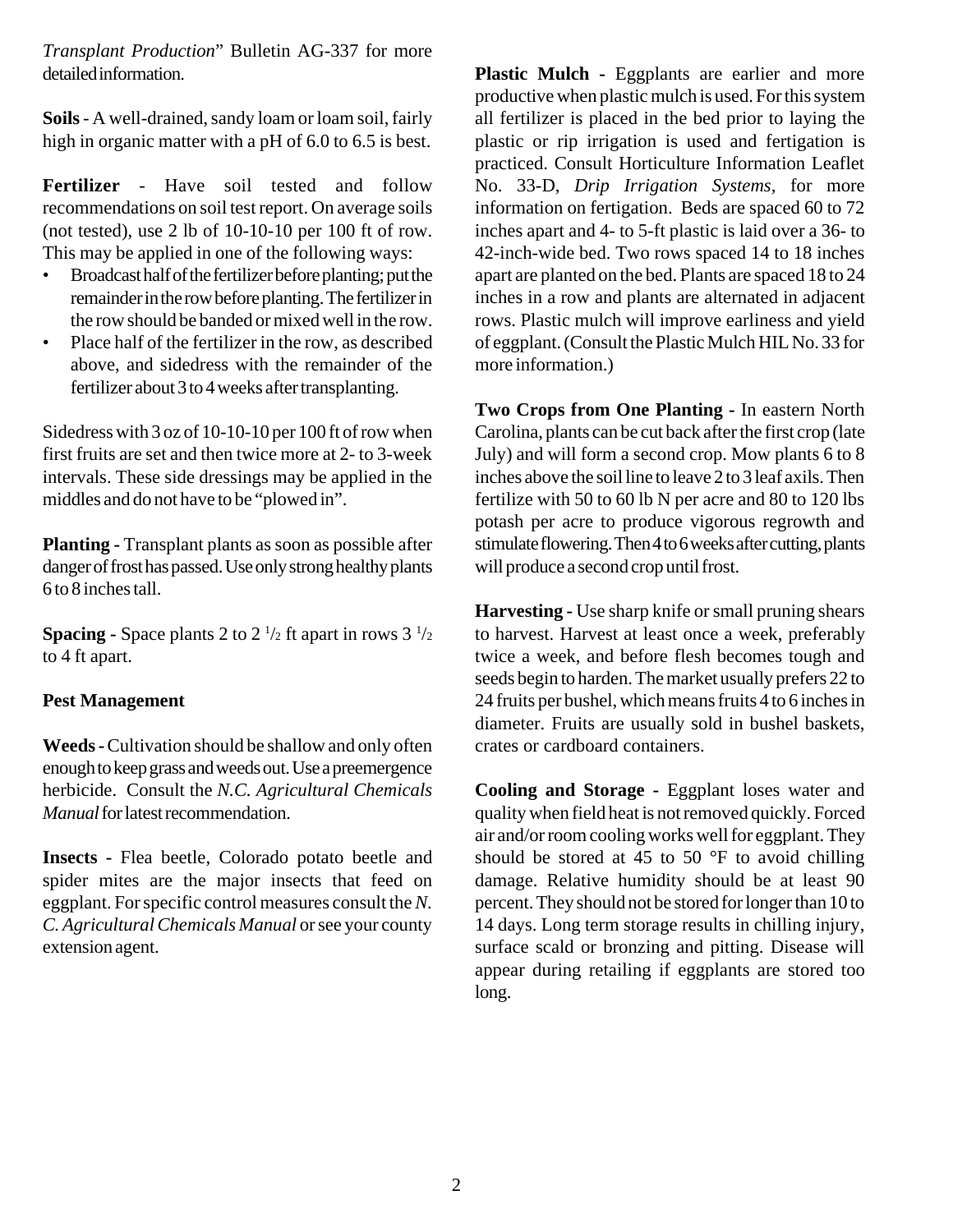*Transplant Production*" Bulletin AG-337 for more detailed information.

**Soils** - A well-drained, sandy loam or loam soil, fairly high in organic matter with a pH of 6.0 to 6.5 is best.

**Fertilizer** - Have soil tested and follow recommendations on soil test report. On average soils (not tested), use 2 lb of 10-10-10 per 100 ft of row. This may be applied in one of the following ways:

- Broadcast half of the fertilizer before planting; put the remainder in the row before planting. The fertilizer in the row should be banded or mixed well in the row.
- Place half of the fertilizer in the row, as described above, and sidedress with the remainder of the fertilizer about 3 to 4 weeks after transplanting.

Sidedress with 3 oz of 10-10-10 per 100 ft of row when first fruits are set and then twice more at 2- to 3-week intervals. These side dressings may be applied in the middles and do not have to be "plowed in".

**Planting** - Transplant plants as soon as possible after danger of frost has passed. Use only strong healthy plants 6 to 8 inches tall.

**Spacing** - Space plants 2 to 2 1/2 ft apart in rows 3 1/2 to 4 ft apart.

**Pest Management**

**Weeds** - Cultivation should be shallow and only often enough to keep grass and weeds out. Use a preemergence herbicide. Consult the *N.C. Agricultural Chemicals Manual* for latest recommendation.

**Insects** - Flea beetle, Colorado potato beetle and spider mites are the major insects that feed on eggplant. For specific control measures consult the *N. C. Agricultural Chemicals Manual* or see your county extension agent.

**Plastic Mulch** - Eggplants are earlier and more productive when plastic mulch is used. For this system all fertilizer is placed in the bed prior to laying the plastic or rip irrigation is used and fertigation is practiced. Consult Horticulture Information Leaflet No. 33-D, *Drip Irrigation Systems*, for more information on fertigation. Beds are spaced 60 to 72 inches apart and 4- to 5-ft plastic is laid over a 36- to 42-inch-wide bed. Two rows spaced 14 to 18 inches apart are planted on the bed. Plants are spaced 18 to 24 inches in a row and plants are alternated in adjacent rows. Plastic mulch will improve earliness and yield of eggplant. (Consult the Plastic Mulch HIL No. 33 for more information.)

**Two Crops from One Planting** - In eastern North Carolina, plants can be cut back after the first crop (late July) and will form a second crop. Mow plants 6 to 8 inches above the soil line to leave 2 to 3 leaf axils. Then fertilize with 50 to 60 lb N per acre and 80 to 120 lbs potash per acre to produce vigorous regrowth and stimulate flowering. Then 4 to 6 weeks after cutting, plants will produce a second crop until frost.

**Harvesting** - Use sharp knife or small pruning shears to harvest. Harvest at least once a week, preferably twice a week, and before flesh becomes tough and seeds begin to harden. The market usually prefers 22 to 24 fruits per bushel, which means fruits 4 to 6 inches in diameter. Fruits are usually sold in bushel baskets, crates or cardboard containers.

**Cooling and Storage** - Eggplant loses water and quality when field heat is not removed quickly. Forced air and/or room cooling works well for eggplant. They should be stored at 45 to 50 °F to avoid chilling damage. Relative humidity should be at least 90 percent. They should not be stored for longer than 10 to 14 days. Long term storage results in chilling injury, surface scald or bronzing and pitting. Disease will appear during retailing if eggplants are stored too long.